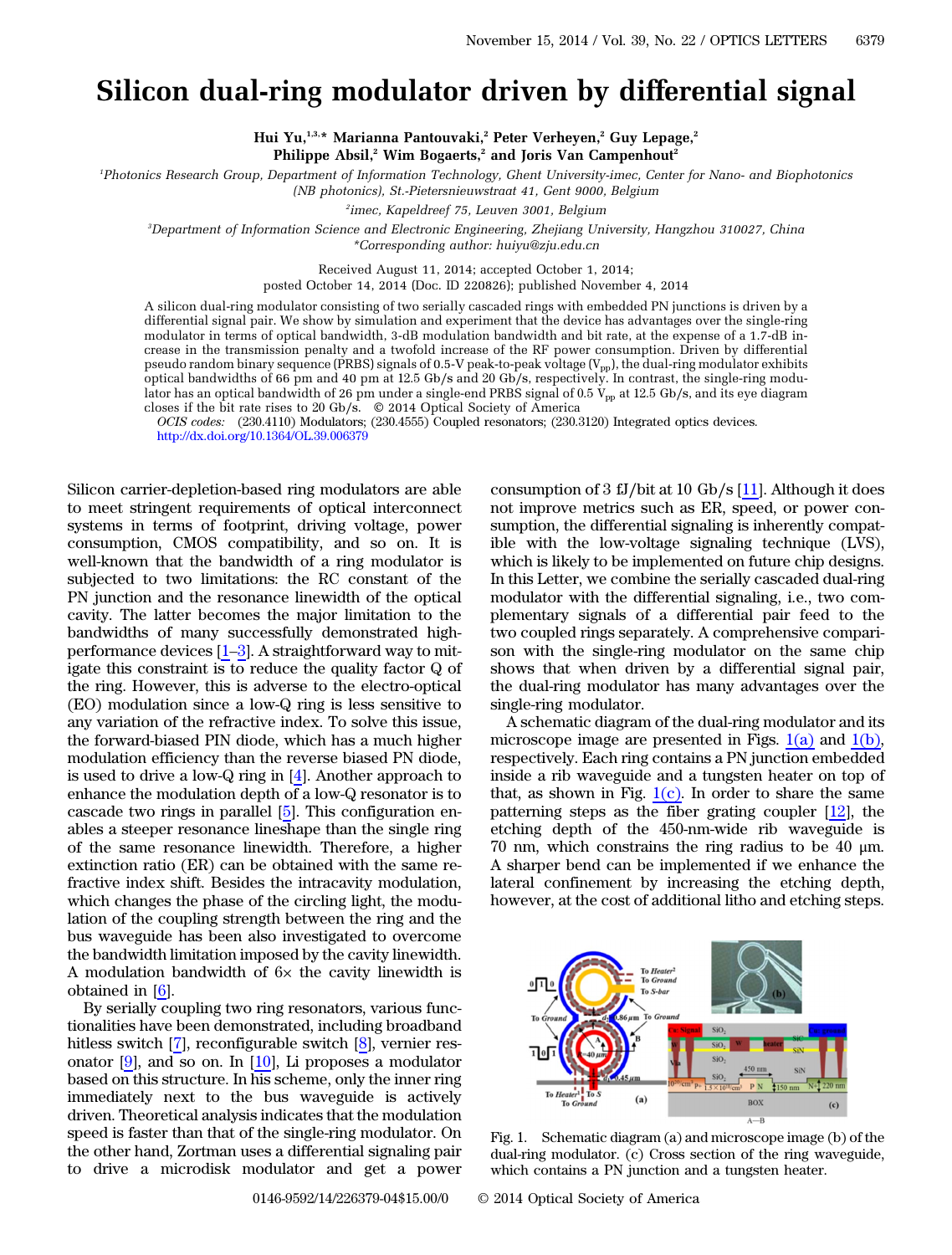# Silicon dual-ring modulator driven by differential signal

**Hui Yu,[1,3,*] Marianna Pantouvaki,[2] Peter Verheyen,[2] Guy Lepage,[2] Philippe Absil,[2] Wim Bogaerts,[2] and Joris Van Campenhout[2]**

[1]*Photonics Research Group, Department of Information Technology, Ghent University-imec, Center for Nano- and Biophotonics (NB photonics), St.-Pietersnieuwstraat 41, Gent 9000, Belgium*

[2]*imec, Kapeldreef 75, Leuven 3001, Belgium*

[3]*Department of Information Science and Electronic Engineering, Zhejiang University, Hangzhou 310027, China*

*Corresponding author: huiyu@zju.edu.cn

Received August 11, 2014; accepted October 1, 2014; posted October 14, 2014 (Doc. ID 220826); published November 4, 2014

A silicon dual-ring modulator consisting of two serially cascaded rings with embedded PN junctions is driven by a differential signal pair. We show by simulation and experiment that the device has advantages over the single-ring modulator in terms of optical bandwidth, 3-dB modulation bandwidth and bit rate, at the expense of a 1.7-dB increase in the transmission penalty and a twofold increase of the RF power consumption. Driven by differential pseudo random binary sequence (PRBS) signals of 0.5-V peak-to-peak voltage ($V_{pp}$), the dual-ring modulator exhibits optical bandwidths of 66 pm and 40 pm at 12.5 Gb/s and 20 Gb/s, respectively. In contrast, the single-ring modulator has an optical bandwidth of 26 pm under a single-end PRBS signal of 0.5 $V_{pp}$ at 12.5 Gb/s, and its eye diagram closes if the bit rate rises to 20 Gb/s. © 2014 Optical Society of America

*OCIS codes:* (230.4110) Modulators; (230.4555) Coupled resonators; (230.3120) Integrated optics devices.
http://dx.doi.org/10.1364/OL.39.006379

Silicon carrier-depletion-based ring modulators are able to meet stringent requirements of optical interconnect systems in terms of footprint, driving voltage, power consumption, CMOS compatibility, and so on. It is well-known that the bandwidth of a ring modulator is subjected to two limitations: the RC constant of the PN junction and the resonance linewidth of the optical cavity. The latter becomes the major limitation to the bandwidths of many successfully demonstrated high-performance devices [1–3]. A straightforward way to mitigate this constraint is to reduce the quality factor Q of the ring. However, this is adverse to the electro-optical (EO) modulation since a low-Q ring is less sensitive to any variation of the refractive index. To solve this issue, the forward-biased PIN diode, which has a much higher modulation efficiency than the reverse biased PN diode, is used to drive a low-Q ring in [4]. Another approach to enhance the modulation depth of a low-Q resonator is to cascade two rings in parallel [5]. This configuration enables a steeper resonance lineshape than the single ring of the same resonance linewidth. Therefore, a higher extinction ratio (ER) can be obtained with the same refractive index shift. Besides the intracavity modulation, which changes the phase of the circling light, the modulation of the coupling strength between the ring and the bus waveguide has been also investigated to overcome the bandwidth limitation imposed by the cavity linewidth. A modulation bandwidth of 6× the cavity linewidth is obtained in [6].

By serially coupling two ring resonators, various functionalities have been demonstrated, including broadband hitless switch [7], reconfigurable switch [8], vernier resonator [9], and so on. In [10], Li proposes a modulator based on this structure. In his scheme, only the inner ring immediately next to the bus waveguide is actively driven. Theoretical analysis indicates that the modulation speed is faster than that of the single-ring modulator. On the other hand, Zortman uses a differential signaling pair to drive a microdisk modulator and get a power consumption of 3 fJ/bit at 10 Gb/s [11]. Although it does not improve metrics such as ER, speed, or power consumption, the differential signaling is inherently compatible with the low-voltage signaling technique (LVS), which is likely to be implemented on future chip designs. In this Letter, we combine the serially cascaded dual-ring modulator with the differential signaling, i.e., two complementary signals of a differential pair feed to the two coupled rings separately. A comprehensive comparison with the single-ring modulator on the same chip shows that when driven by a differential signal pair, the dual-ring modulator has many advantages over the single-ring modulator.

A schematic diagram of the dual-ring modulator and its microscope image are presented in Figs. 1(a) and 1(b), respectively. Each ring contains a PN junction embedded inside a rib waveguide and a tungsten heater on top of that, as shown in Fig. 1(c). In order to share the same patterning steps as the fiber grating coupler [12], the etching depth of the 450-nm-wide rib waveguide is 70 nm, which constrains the ring radius to be 40 μm. A sharper bend can be implemented if we enhance the lateral confinement by increasing the etching depth, however, at the cost of additional litho and etching steps.

Fig. 1. Schematic diagram (a) and microscope image (b) of the dual-ring modulator. (c) Cross section of the ring waveguide, which contains a PN junction and a tungsten heater.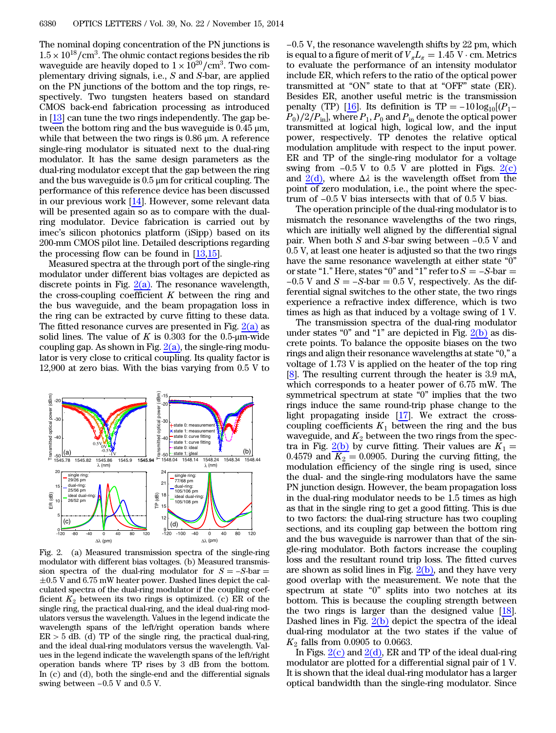The nominal doping concentration of the PN junctions is $1.5 \times 10^{18}/\text{cm}^3$. The ohmic contact regions besides the rib waveguide are heavily doped to $1 \times 10^{20}/\text{cm}^3$. Two complementary driving signals, i.e., $S$ and $S$-bar, are applied on the PN junctions of the bottom and the top rings, respectively. Two tungsten heaters based on standard CMOS back-end fabrication processing as introduced in [13] can tune the two rings independently. The gap between the bottom ring and the bus waveguide is 0.45 μm, while that between the two rings is 0.86 μm. A reference single-ring modulator is situated next to the dual-ring modulator. It has the same design parameters as the dual-ring modulator except that the gap between the ring and the bus waveguide is 0.5 μm for critical coupling. The performance of this reference device has been discussed in our previous work [14]. However, some relevant data will be presented again so as to compare with the dual-ring modulator. Device fabrication is carried out by imec's silicon photonics platform (iSiPP) based on its 200-mm CMOS pilot line. Detailed descriptions regarding the processing flow can be found in [13,15].

Measured spectra at the through port of the single-ring modulator under different bias voltages are depicted as discrete points in Fig. 2(a). The resonance wavelength, the cross-coupling coefficient $K$ between the ring and the bus waveguide, and the beam propagation loss in the ring can be extracted by curve fitting to these data. The fitted resonance curves are presented in Fig. 2(a) as solid lines. The value of $K$ is 0.303 for the 0.5-μm-wide coupling gap. As shown in Fig. 2(a), the single-ring modulator is very close to critical coupling. Its quality factor is 12,900 at zero bias. With the bias varying from 0.5 V to −0.5 V, the resonance wavelength shifts by 22 pm, which is equal to a figure of merit of $V_\pi L_\pi = 1.45\ \text{V} \cdot \text{cm}$. Metrics to evaluate the performance of an intensity modulator include ER, which refers to the ratio of the optical power transmitted at "ON" state to that at "OFF" state (ER). Besides ER, another useful metric is the transmission penalty (TP) [16]. Its definition is $\text{TP} = -10\log_{10}[(P_1 - P_0)/2/P_{\text{in}}]$, where $P_1$, $P_0$ and $P_{\text{in}}$ denote the optical power transmitted at logical high, logical low, and the input power, respectively. TP denotes the relative optical modulation amplitude with respect to the input power. ER and TP of the single-ring modulator for a voltage swing from −0.5 V to 0.5 V are plotted in Figs. 2(c) and 2(d), where $\Delta\lambda$ is the wavelength offset from the point of zero modulation, i.e., the point where the spectrum of −0.5 V bias intersects with that of 0.5 V bias.

The operation principle of the dual-ring modulator is to mismatch the resonance wavelengths of the two rings, which are initially well aligned by the differential signal pair. When both $S$ and $S$-bar swing between −0.5 V and 0.5 V, at least one heater is adjusted so that the two rings have the same resonance wavelength at either state "0" or state "1." Here, states "0" and "1" refer to $S = -S\text{-bar} = -0.5$ V and $S = -S\text{-bar} = 0.5$ V, respectively. As the differential signal switches to the other state, the two rings experience a refractive index difference, which is two times as high as that induced by a voltage swing of 1 V.

The transmission spectra of the dual-ring modulator under states "0" and "1" are depicted in Fig. 2(b) as discrete points. To balance the opposite biases on the two rings and align their resonance wavelengths at state "0," a voltage of 1.73 V is applied on the heater of the top ring [8]. The resulting current through the heater is 3.9 mA, which corresponds to a heater power of 6.75 mW. The symmetrical spectrum at state "0" implies that the two rings induce the same round-trip phase change to the light propagating inside [17]. We extract the cross-coupling coefficients $K_1$ between the ring and the bus waveguide, and $K_2$ between the two rings from the spectra in Fig. 2(b) by curve fitting. Their values are $K_1 = 0.4579$ and $K_2 = 0.0905$. During the curving fitting, the modulation efficiency of the single ring is used, since the dual- and the single-ring modulators have the same PN junction design. However, the beam propagation loss in the dual-ring modulator needs to be 1.5 times as high as that in the single ring to get a good fitting. This is due to two factors: the dual-ring structure has two coupling sections, and its coupling gap between the bottom ring and the bus waveguide is narrower than that of the single-ring modulator. Both factors increase the coupling loss and the resultant round trip loss. The fitted curves are shown as solid lines in Fig. 2(b), and they have very good overlap with the measurement. We note that the spectrum at state "0" splits into two notches at its bottom. This is because the coupling strength between the two rings is larger than the designed value [18]. Dashed lines in Fig. 2(b) depict the spectra of the ideal dual-ring modulator at the two states if the value of $K_2$ falls from 0.0905 to 0.0663.

Fig. 2. (a) Measured transmission spectra of the single-ring modulator with different bias voltages. (b) Measured transmission spectra of the dual-ring modulator for $S = -S$-bar $= \pm 0.5$ V and 6.75 mW heater power. Dashed lines depict the calculated spectra of the dual-ring modulator if the coupling coefficient $K_2$ between its two rings is optimized. (c) ER of the single ring, the practical dual-ring, and the ideal dual-ring modulators versus the wavelength. Values in the legend indicate the wavelength spans of the left/right operation bands where ER > 5 dB. (d) TP of the single ring, the practical dual-ring, and the ideal dual-ring modulators versus the wavelength. Values in the legend indicate the wavelength spans of the left/right operation bands where TP rises by 3 dB from the bottom. In (c) and (d), both the single-end and the differential signals swing between −0.5 V and 0.5 V.

In Figs. 2(c) and 2(d), ER and TP of the ideal dual-ring modulator are plotted for a differential signal pair of 1 V. It is shown that the ideal dual-ring modulator has a larger optical bandwidth than the single-ring modulator. Since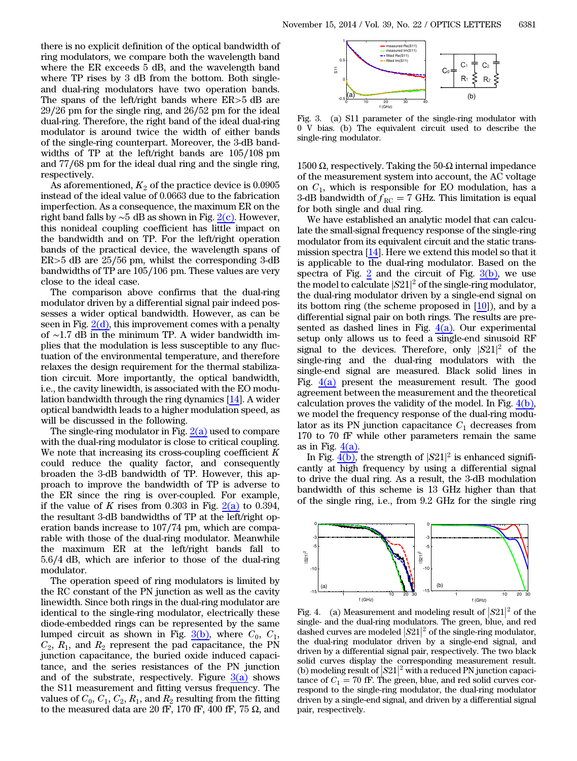there is no explicit definition of the optical bandwidth of ring modulators, we compare both the wavelength band where the ER exceeds 5 dB, and the wavelength band where TP rises by 3 dB from the bottom. Both single- and dual-ring modulators have two operation bands. The spans of the left/right bands where ER>5 dB are 29/26 pm for the single ring, and 26/52 pm for the ideal dual-ring. Therefore, the right band of the ideal dual-ring modulator is around twice the width of either bands of the single-ring counterpart. Moreover, the 3-dB bandwidths of TP at the left/right bands are 105/108 pm and 77/68 pm for the ideal dual ring and the single ring, respectively.

As aforementioned, $K_2$ of the practice device is 0.0905 instead of the ideal value of 0.0663 due to the fabrication imperfection. As a consequence, the maximum ER on the right band falls by ~5 dB as shown in Fig. 2(c). However, this nonideal coupling coefficient has little impact on the bandwidth and on TP. For the left/right operation bands of the practical device, the wavelength spans of ER>5 dB are 25/56 pm, whilst the corresponding 3-dB bandwidths of TP are 105/106 pm. These values are very close to the ideal case.

The comparison above confirms that the dual-ring modulator driven by a differential signal pair indeed possesses a wider optical bandwidth. However, as can be seen in Fig. 2(d), this improvement comes with a penalty of ~1.7 dB in the minimum TP. A wider bandwidth implies that the modulation is less susceptible to any fluctuation of the environmental temperature, and therefore relaxes the design requirement for the thermal stabilization circuit. More importantly, the optical bandwidth, i.e., the cavity linewidth, is associated with the EO modulation bandwidth through the ring dynamics [14]. A wider optical bandwidth leads to a higher modulation speed, as will be discussed in the following.

The single-ring modulator in Fig. 2(a) used to compare with the dual-ring modulator is close to critical coupling. We note that increasing its cross-coupling coefficient $K$ could reduce the quality factor, and consequently broaden the 3-dB bandwidth of TP. However, this approach to improve the bandwidth of TP is adverse to the ER since the ring is over-coupled. For example, if the value of $K$ rises from 0.303 in Fig. 2(a) to 0.394, the resultant 3-dB bandwidths of TP at the left/right operation bands increase to 107/74 pm, which are comparable with those of the dual-ring modulator. Meanwhile the maximum ER at the left/right bands fall to 5.6/4 dB, which are inferior to those of the dual-ring modulator.

The operation speed of ring modulators is limited by the RC constant of the PN junction as well as the cavity linewidth. Since both rings in the dual-ring modulator are identical to the single-ring modulator, electrically these diode-embedded rings can be represented by the same lumped circuit as shown in Fig. 3(b), where $C_0$, $C_1$, $C_2$, $R_1$, and $R_2$ represent the pad capacitance, the PN junction capacitance, the buried oxide induced capacitance, and the series resistances of the PN junction and of the substrate, respectively. Figure 3(a) shows the S11 measurement and fitting versus frequency. The values of $C_0$, $C_1$, $C_2$, $R_1$, and $R_2$ resulting from the fitting to the measured data are 20 fF, 170 fF, 400 fF, 75 Ω, and 1500 Ω, respectively. Taking the 50-Ω internal impedance of the measurement system into account, the AC voltage on $C_1$, which is responsible for EO modulation, has a 3-dB bandwidth of $f_{\mathrm{RC}} = 7$ GHz. This limitation is equal for both single and dual ring.

Fig. 3. (a) S11 parameter of the single-ring modulator with 0 V bias. (b) The equivalent circuit used to describe the single-ring modulator.

We have established an analytic model that can calculate the small-signal frequency response of the single-ring modulator from its equivalent circuit and the static transmission spectra [14]. Here we extend this model so that it is applicable to the dual-ring modulator. Based on the spectra of Fig. 2 and the circuit of Fig. 3(b), we use the model to calculate $|S21|^2$ of the single-ring modulator, the dual-ring modulator driven by a single-end signal on its bottom ring (the scheme proposed in [10]), and by a differential signal pair on both rings. The results are presented as dashed lines in Fig. 4(a). Our experimental setup only allows us to feed a single-end sinusoid RF signal to the devices. Therefore, only $|S21|^2$ of the single-ring and the dual-ring modulators with the single-end signal are measured. Black solid lines in Fig. 4(a) present the measurement result. The good agreement between the measurement and the theoretical calculation proves the validity of the model. In Fig. 4(b), we model the frequency response of the dual-ring modulator as its PN junction capacitance $C_1$ decreases from 170 to 70 fF while other parameters remain the same as in Fig. 4(a).

In Fig. 4(b), the strength of $|S21|^2$ is enhanced significantly at high frequency by using a differential signal to drive the dual ring. As a result, the 3-dB modulation bandwidth of this scheme is 13 GHz higher than that of the single ring, i.e., from 9.2 GHz for the single ring

Fig. 4. (a) Measurement and modeling result of $|S21|^2$ of the single- and the dual-ring modulators. The green, blue, and red dashed curves are modeled $|S21|^2$ of the single-ring modulator, the dual-ring modulator driven by a single-end signal, and driven by a differential signal pair, respectively. The two black solid curves display the corresponding measurement result. (b) modeling result of $|S21|^2$ with a reduced PN junction capacitance of $C_1 = 70$ fF. The green, blue, and red solid curves correspond to the single-ring modulator, the dual-ring modulator driven by a single-end signal, and driven by a differential signal pair, respectively.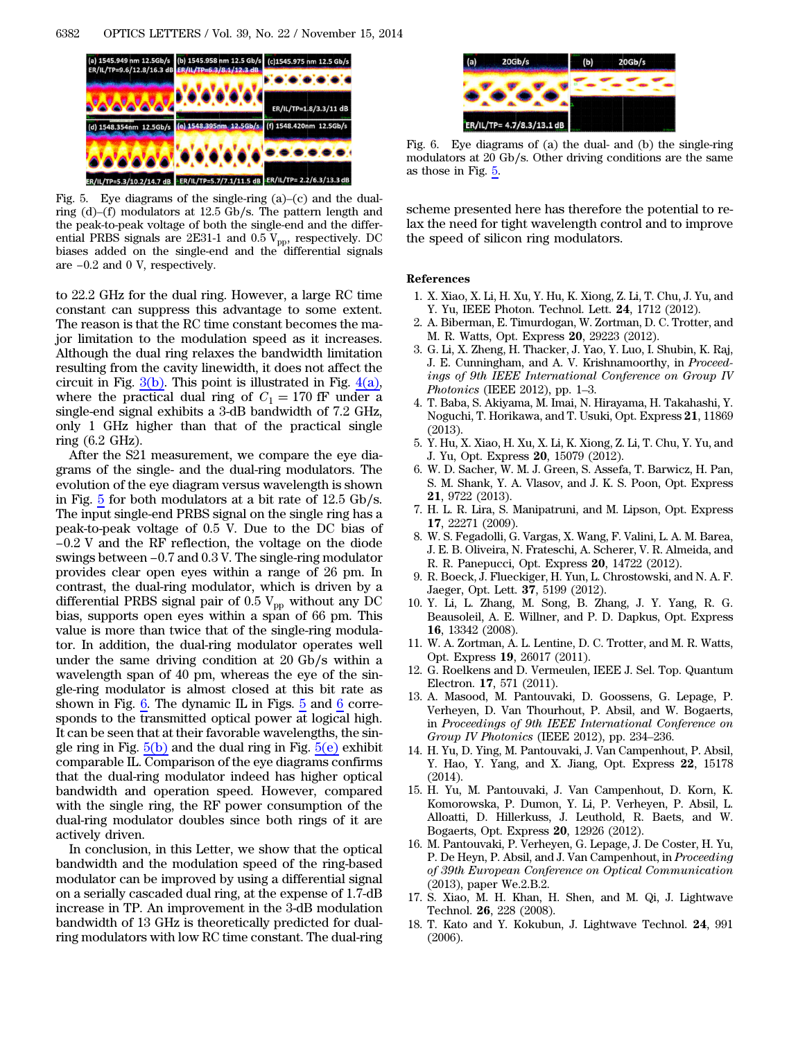(a) 1545.949 nm 12.5Gb/s ER/IL/TP=9.6/12.8/16.3 dB

(b) 1545.958 nm 12.5 Gb/s ER/IL/TP=6.3/8.1/12.3 dB

(c) 1545.975 nm 12.5 Gb/s ER/IL/TP=1.8/3.3/11 dB

(d) 1548.354nm 12.5Gb/s ER/IL/TP=5.3/10.2/14.7 dB

(e) 1548.395nm 12.5Gb/s ER/IL/TP=5.7/7.1/11.5 dB

(f) 1548.420nm 12.5Gb/s ER/IL/TP= 2.2/6.3/13.3 dB

Fig. 5. Eye diagrams of the single-ring (a)–(c) and the dual-ring (d)–(f) modulators at 12.5 Gb/s. The pattern length and the peak-to-peak voltage of both the single-end and the differential PRBS signals are 2E31-1 and 0.5 $V_{pp}$, respectively. DC biases added on the single-end and the differential signals are −0.2 and 0 V, respectively.

to 22.2 GHz for the dual ring. However, a large RC time constant can suppress this advantage to some extent. The reason is that the RC time constant becomes the major limitation to the modulation speed as it increases. Although the dual ring relaxes the bandwidth limitation resulting from the cavity linewidth, it does not affect the circuit in Fig. 3(b). This point is illustrated in Fig. 4(a), where the practical dual ring of $C_1 = 170$ fF under a single-end signal exhibits a 3-dB bandwidth of 7.2 GHz, only 1 GHz higher than that of the practical single ring (6.2 GHz).

After the S21 measurement, we compare the eye diagrams of the single- and the dual-ring modulators. The evolution of the eye diagram versus wavelength is shown in Fig. 5 for both modulators at a bit rate of 12.5 Gb/s. The input single-end PRBS signal on the single ring has a peak-to-peak voltage of 0.5 V. Due to the DC bias of −0.2 V and the RF reflection, the voltage on the diode swings between −0.7 and 0.3 V. The single-ring modulator provides clear open eyes within a range of 26 pm. In contrast, the dual-ring modulator, which is driven by a differential PRBS signal pair of 0.5 $V_{pp}$ without any DC bias, supports open eyes within a span of 66 pm. This value is more than twice that of the single-ring modulator. In addition, the dual-ring modulator operates well under the same driving condition at 20 Gb/s within a wavelength span of 40 pm, whereas the eye of the single-ring modulator is almost closed at this bit rate as shown in Fig. 6. The dynamic IL in Figs. 5 and 6 corresponds to the transmitted optical power at logical high. It can be seen that at their favorable wavelengths, the single ring in Fig. 5(b) and the dual ring in Fig. 5(e) exhibit comparable IL. Comparison of the eye diagrams confirms that the dual-ring modulator indeed has higher optical bandwidth and operation speed. However, compared with the single ring, the RF power consumption of the dual-ring modulator doubles since both rings of it are actively driven.

In conclusion, in this Letter, we show that the optical bandwidth and the modulation speed of the ring-based modulator can be improved by using a differential signal on a serially cascaded dual ring, at the expense of 1.7-dB increase in TP. An improvement in the 3-dB modulation bandwidth of 13 GHz is theoretically predicted for dual-ring modulators with low RC time constant. The dual-ring scheme presented here has therefore the potential to relax the need for tight wavelength control and to improve the speed of silicon ring modulators.

(a) 20Gb/s ER/IL/TP= 4.7/8.3/13.1 dB

(b) 20Gb/s

Fig. 6. Eye diagrams of (a) the dual- and (b) the single-ring modulators at 20 Gb/s. Other driving conditions are the same as those in Fig. 5.

## References

1. X. Xiao, X. Li, H. Xu, Y. Hu, K. Xiong, Z. Li, T. Chu, J. Yu, and Y. Yu, IEEE Photon. Technol. Lett. **24**, 1712 (2012).
2. A. Biberman, E. Timurdogan, W. Zortman, D. C. Trotter, and M. R. Watts, Opt. Express **20**, 29223 (2012).
3. G. Li, X. Zheng, H. Thacker, J. Yao, Y. Luo, I. Shubin, K. Raj, J. E. Cunningham, and A. V. Krishnamoorthy, in *Proceedings of 9th IEEE International Conference on Group IV Photonics* (IEEE 2012), pp. 1–3.
4. T. Baba, S. Akiyama, M. Imai, N. Hirayama, H. Takahashi, Y. Noguchi, T. Horikawa, and T. Usuki, Opt. Express **21**, 11869 (2013).
5. Y. Hu, X. Xiao, H. Xu, X. Li, K. Xiong, Z. Li, T. Chu, Y. Yu, and J. Yu, Opt. Express **20**, 15079 (2012).
6. W. D. Sacher, W. M. J. Green, S. Assefa, T. Barwicz, H. Pan, S. M. Shank, Y. A. Vlasov, and J. K. S. Poon, Opt. Express **21**, 9722 (2013).
7. H. L. R. Lira, S. Manipatruni, and M. Lipson, Opt. Express **17**, 22271 (2009).
8. W. S. Fegadolli, G. Vargas, X. Wang, F. Valini, L. A. M. Barea, J. E. B. Oliveira, N. Frateschi, A. Scherer, V. R. Almeida, and R. R. Panepucci, Opt. Express **20**, 14722 (2012).
9. R. Boeck, J. Flueckiger, H. Yun, L. Chrostowski, and N. A. F. Jaeger, Opt. Lett. **37**, 5199 (2012).
10. Y. Li, L. Zhang, M. Song, B. Zhang, J. Y. Yang, R. G. Beausoleil, A. E. Willner, and P. D. Dapkus, Opt. Express **16**, 13342 (2008).
11. W. A. Zortman, A. L. Lentine, D. C. Trotter, and M. R. Watts, Opt. Express **19**, 26017 (2011).
12. G. Roelkens and D. Vermeulen, IEEE J. Sel. Top. Quantum Electron. **17**, 571 (2011).
13. A. Masood, M. Pantouvaki, D. Goossens, G. Lepage, P. Verheyen, D. Van Thourhout, P. Absil, and W. Bogaerts, in *Proceedings of 9th IEEE International Conference on Group IV Photonics* (IEEE 2012), pp. 234–236.
14. H. Yu, D. Ying, M. Pantouvaki, J. Van Campenhout, P. Absil, Y. Hao, Y. Yang, and X. Jiang, Opt. Express **22**, 15178 (2014).
15. H. Yu, M. Pantouvaki, J. Van Campenhout, D. Korn, K. Komorowska, P. Dumon, Y. Li, P. Verheyen, P. Absil, L. Alloatti, D. Hillerkuss, J. Leuthold, R. Baets, and W. Bogaerts, Opt. Express **20**, 12926 (2012).
16. M. Pantouvaki, P. Verheyen, G. Lepage, J. De Coster, H. Yu, P. De Heyn, P. Absil, and J. Van Campenhout, in *Proceeding of 39th European Conference on Optical Communication* (2013), paper We.2.B.2.
17. S. Xiao, M. H. Khan, H. Shen, and M. Qi, J. Lightwave Technol. **26**, 228 (2008).
18. T. Kato and Y. Kokubun, J. Lightwave Technol. **24**, 991 (2006).